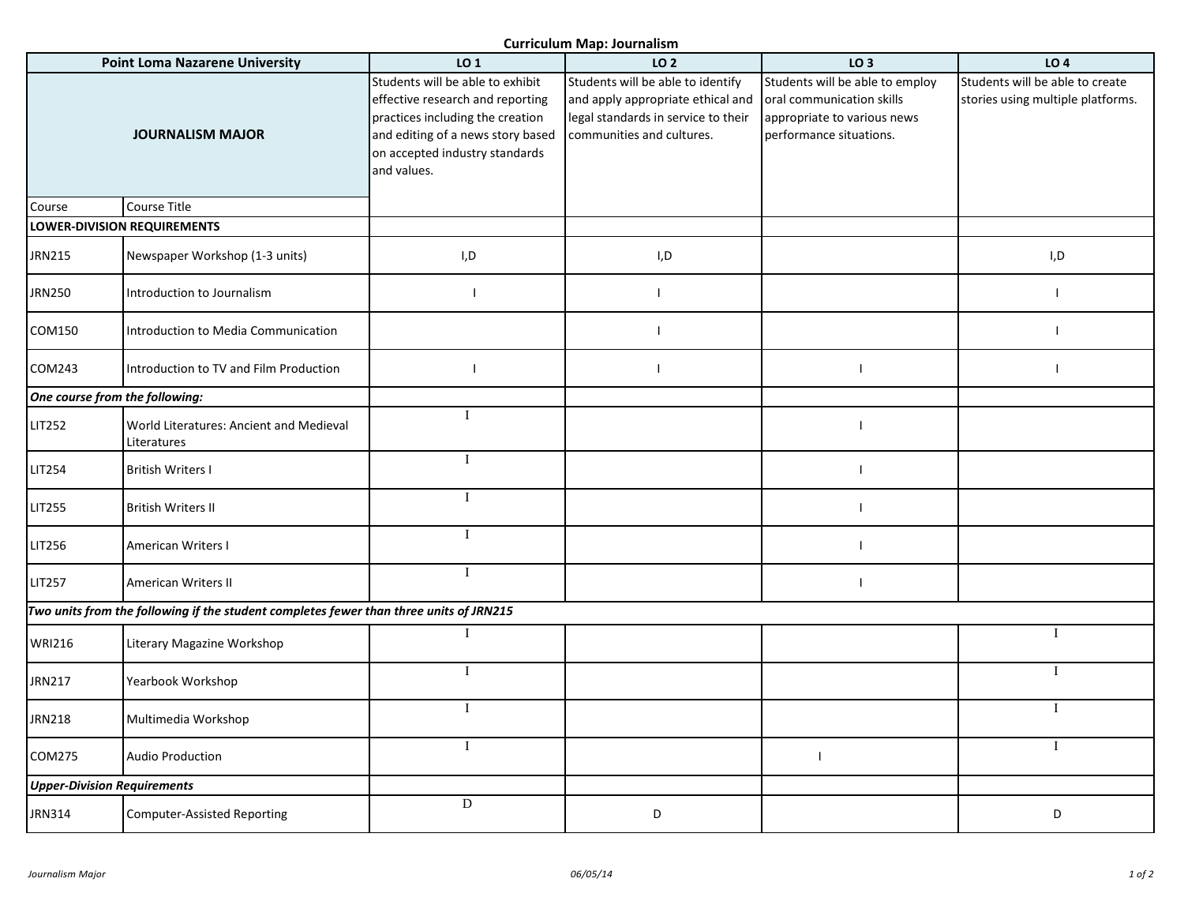# Curriculum Map: Journalism

| Point Loma Nazarene University | | LO 1 | LO 2 | LO 3 | LO 4 |
|---|---|---|---|---|---|
| **JOURNALISM MAJOR** | | Students will be able to exhibit effective research and reporting practices including the creation and editing of a news story based on accepted industry standards and values. | Students will be able to identify and apply appropriate ethical and legal standards in service to their communities and cultures. | Students will be able to employ oral communication skills appropriate to various news performance situations. | Students will be able to create stories using multiple platforms. |
| Course | Course Title | | | | |
| **LOWER-DIVISION REQUIREMENTS** | | | | | |
| JRN215 | Newspaper Workshop (1-3 units) | I,D | I,D | | I,D |
| JRN250 | Introduction to Journalism | I | I | | I |
| COM150 | Introduction to Media Communication | | I | | I |
| COM243 | Introduction to TV and Film Production | I | I | I | I |
| ***One course from the following:*** | | | | | |
| LIT252 | World Literatures: Ancient and Medieval Literatures | I | | I | |
| LIT254 | British Writers I | I | | I | |
| LIT255 | British Writers II | I | | I | |
| LIT256 | American Writers I | I | | I | |
| LIT257 | American Writers II | I | | I | |
| ***Two units from the following if the student completes fewer than three units of JRN215*** | | | | | |
| WRI216 | Literary Magazine Workshop | I | | | I |
| JRN217 | Yearbook Workshop | I | | | I |
| JRN218 | Multimedia Workshop | I | | | I |
| COM275 | Audio Production | I | | I | I |
| ***Upper-Division Requirements*** | | | | | |
| JRN314 | Computer-Assisted Reporting | D | D | | D |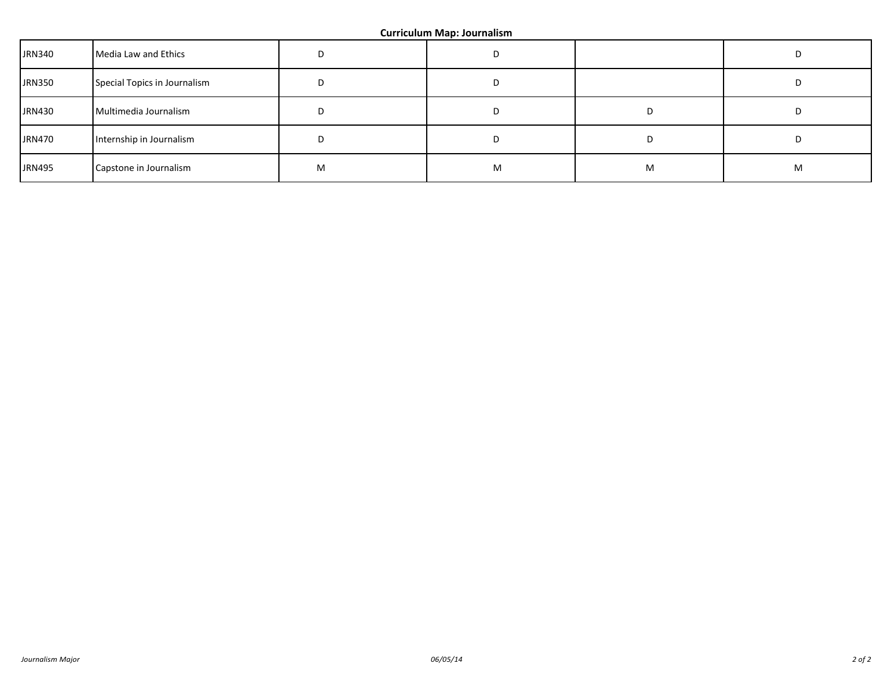**Curriculum Map: Journalism**

| | | | | | |
|---|---|---|---|---|---|
| JRN340 | Media Law and Ethics | D | D | | D |
| JRN350 | Special Topics in Journalism | D | D | | D |
| JRN430 | Multimedia Journalism | D | D | D | D |
| JRN470 | Internship in Journalism | D | D | D | D |
| JRN495 | Capstone in Journalism | M | M | M | M |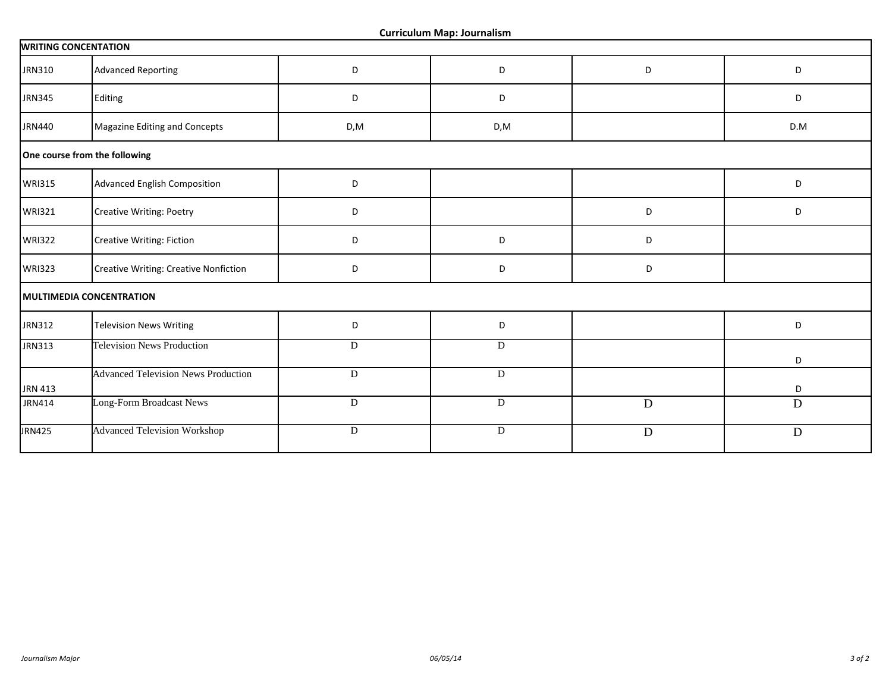## Curriculum Map: Journalism

| | | | | | |
|---|---|---|---|---|---|
| **WRITING CONCENTATION** | | | | | |
| JRN310 | Advanced Reporting | D | D | D | D |
| JRN345 | Editing | D | D | | D |
| JRN440 | Magazine Editing and Concepts | D,M | D,M | | D.M |
| **One course from the following** | | | | | |
| WRI315 | Advanced English Composition | D | | | D |
| WRI321 | Creative Writing: Poetry | D | | D | D |
| WRI322 | Creative Writing: Fiction | D | D | D | |
| WRI323 | Creative Writing: Creative Nonfiction | D | D | D | |
| **MULTIMEDIA CONCENTRATION** | | | | | |
| JRN312 | Television News Writing | D | D | | D |
| JRN313 | Television News Production | D | D | | D |
| JRN 413 | Advanced Television News Production | D | D | | D |
| JRN414 | Long-Form Broadcast News | D | D | D | D |
| JRN425 | Advanced Television Workshop | D | D | D | D |

*Journalism Major* 06/05/14